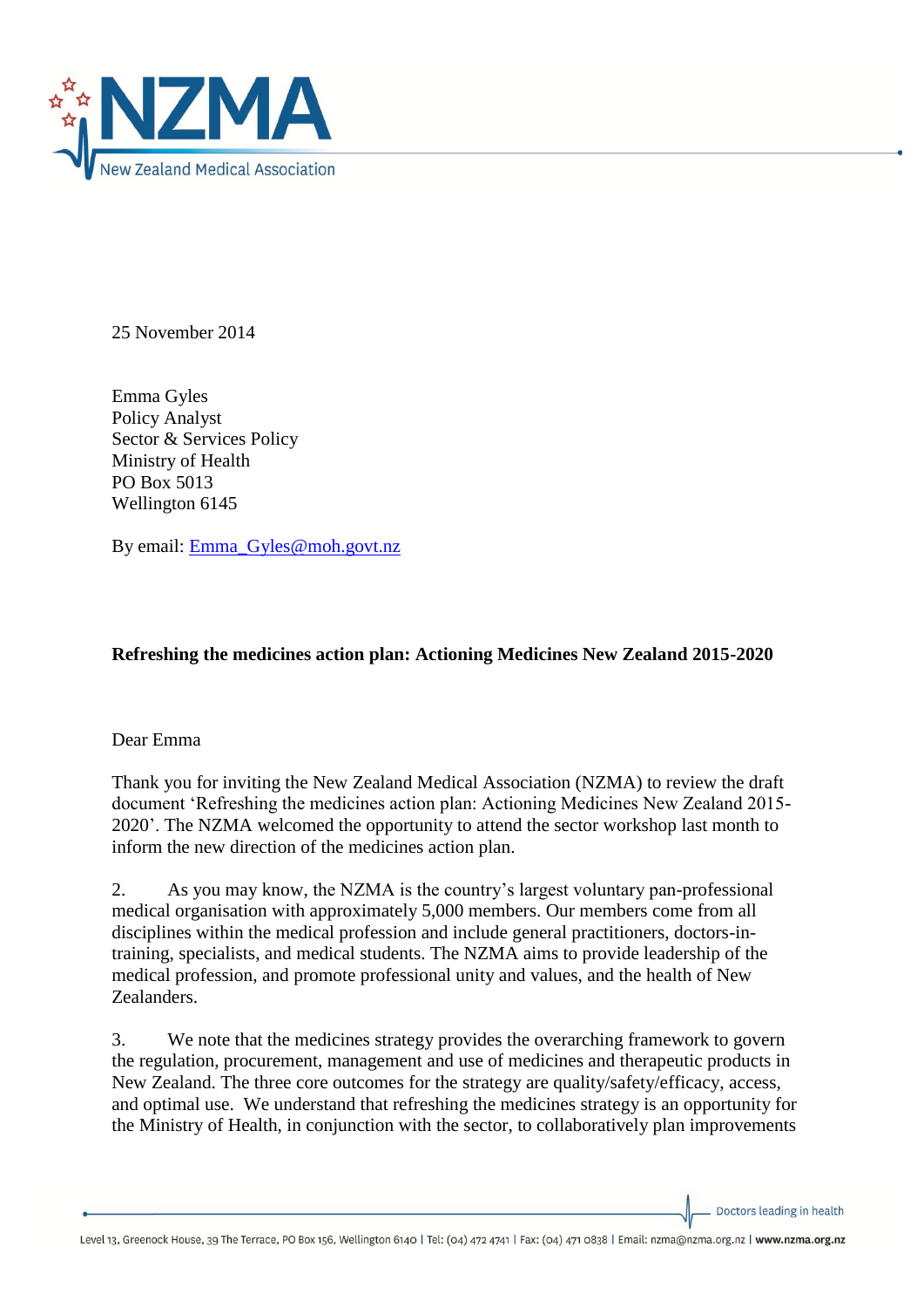25 November 2014

Emma Gyles
Policy Analyst
Sector & Services Policy
Ministry of Health
PO Box 5013
Wellington 6145

By email: Emma_Gyles@moh.govt.nz

**Refreshing the medicines action plan: Actioning Medicines New Zealand 2015-2020**

Dear Emma

Thank you for inviting the New Zealand Medical Association (NZMA) to review the draft document 'Refreshing the medicines action plan: Actioning Medicines New Zealand 2015-2020'. The NZMA welcomed the opportunity to attend the sector workshop last month to inform the new direction of the medicines action plan.

2. As you may know, the NZMA is the country's largest voluntary pan-professional medical organisation with approximately 5,000 members. Our members come from all disciplines within the medical profession and include general practitioners, doctors-in-training, specialists, and medical students. The NZMA aims to provide leadership of the medical profession, and promote professional unity and values, and the health of New Zealanders.

3. We note that the medicines strategy provides the overarching framework to govern the regulation, procurement, management and use of medicines and therapeutic products in New Zealand. The three core outcomes for the strategy are quality/safety/efficacy, access, and optimal use. We understand that refreshing the medicines strategy is an opportunity for the Ministry of Health, in conjunction with the sector, to collaboratively plan improvements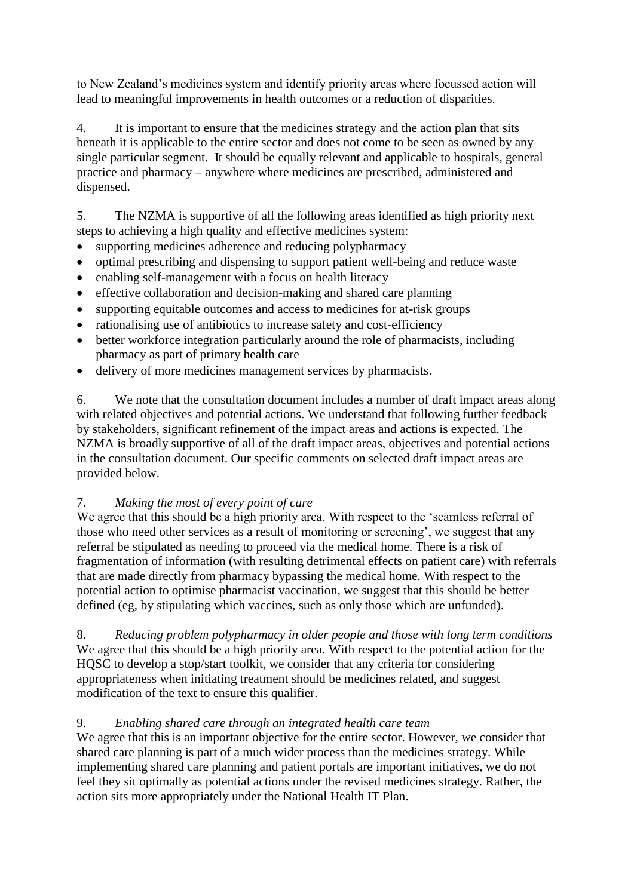to New Zealand's medicines system and identify priority areas where focussed action will lead to meaningful improvements in health outcomes or a reduction of disparities.

4. It is important to ensure that the medicines strategy and the action plan that sits beneath it is applicable to the entire sector and does not come to be seen as owned by any single particular segment. It should be equally relevant and applicable to hospitals, general practice and pharmacy – anywhere where medicines are prescribed, administered and dispensed.

5. The NZMA is supportive of all the following areas identified as high priority next steps to achieving a high quality and effective medicines system:

- supporting medicines adherence and reducing polypharmacy
- optimal prescribing and dispensing to support patient well-being and reduce waste
- enabling self-management with a focus on health literacy
- effective collaboration and decision-making and shared care planning
- supporting equitable outcomes and access to medicines for at-risk groups
- rationalising use of antibiotics to increase safety and cost-efficiency
- better workforce integration particularly around the role of pharmacists, including pharmacy as part of primary health care
- delivery of more medicines management services by pharmacists.

6. We note that the consultation document includes a number of draft impact areas along with related objectives and potential actions. We understand that following further feedback by stakeholders, significant refinement of the impact areas and actions is expected. The NZMA is broadly supportive of all of the draft impact areas, objectives and potential actions in the consultation document. Our specific comments on selected draft impact areas are provided below.

7. *Making the most of every point of care*
We agree that this should be a high priority area. With respect to the 'seamless referral of those who need other services as a result of monitoring or screening', we suggest that any referral be stipulated as needing to proceed via the medical home. There is a risk of fragmentation of information (with resulting detrimental effects on patient care) with referrals that are made directly from pharmacy bypassing the medical home. With respect to the potential action to optimise pharmacist vaccination, we suggest that this should be better defined (eg, by stipulating which vaccines, such as only those which are unfunded).

8. *Reducing problem polypharmacy in older people and those with long term conditions*
We agree that this should be a high priority area. With respect to the potential action for the HQSC to develop a stop/start toolkit, we consider that any criteria for considering appropriateness when initiating treatment should be medicines related, and suggest modification of the text to ensure this qualifier.

9. *Enabling shared care through an integrated health care team*
We agree that this is an important objective for the entire sector. However, we consider that shared care planning is part of a much wider process than the medicines strategy. While implementing shared care planning and patient portals are important initiatives, we do not feel they sit optimally as potential actions under the revised medicines strategy. Rather, the action sits more appropriately under the National Health IT Plan.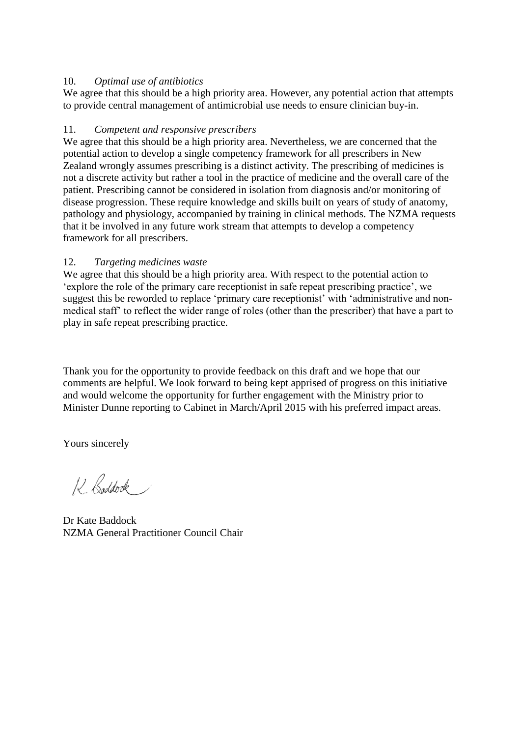10. *Optimal use of antibiotics*

We agree that this should be a high priority area. However, any potential action that attempts to provide central management of antimicrobial use needs to ensure clinician buy-in.

11. *Competent and responsive prescribers*

We agree that this should be a high priority area. Nevertheless, we are concerned that the potential action to develop a single competency framework for all prescribers in New Zealand wrongly assumes prescribing is a distinct activity. The prescribing of medicines is not a discrete activity but rather a tool in the practice of medicine and the overall care of the patient. Prescribing cannot be considered in isolation from diagnosis and/or monitoring of disease progression. These require knowledge and skills built on years of study of anatomy, pathology and physiology, accompanied by training in clinical methods. The NZMA requests that it be involved in any future work stream that attempts to develop a competency framework for all prescribers.

12. *Targeting medicines waste*

We agree that this should be a high priority area. With respect to the potential action to 'explore the role of the primary care receptionist in safe repeat prescribing practice', we suggest this be reworded to replace 'primary care receptionist' with 'administrative and non-medical staff' to reflect the wider range of roles (other than the prescriber) that have a part to play in safe repeat prescribing practice.

Thank you for the opportunity to provide feedback on this draft and we hope that our comments are helpful. We look forward to being kept apprised of progress on this initiative and would welcome the opportunity for further engagement with the Ministry prior to Minister Dunne reporting to Cabinet in March/April 2015 with his preferred impact areas.

Yours sincerely

K. Baddock

Dr Kate Baddock
NZMA General Practitioner Council Chair